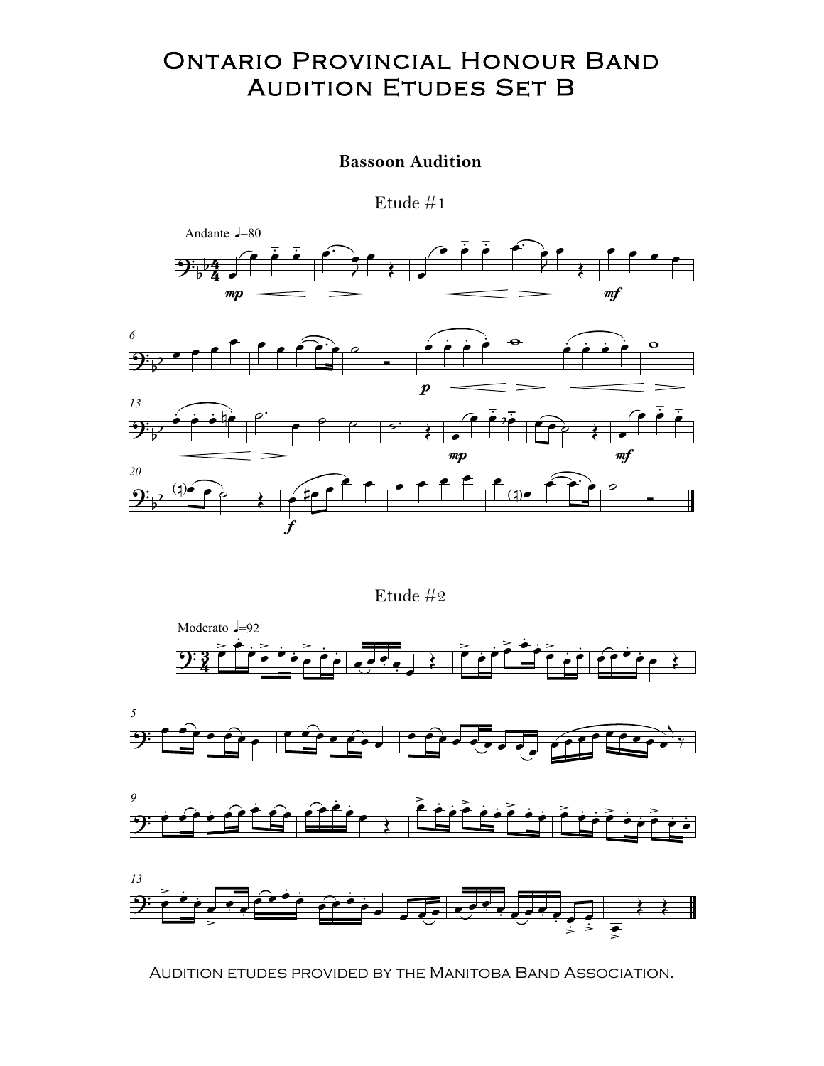# Ontario Provincial Honour Band
# Audition Etudes Set B

## Bassoon Audition

### Etude #1

Andante ♩=80

### Etude #2

Moderato ♩=92

Audition etudes provided by the Manitoba Band Association.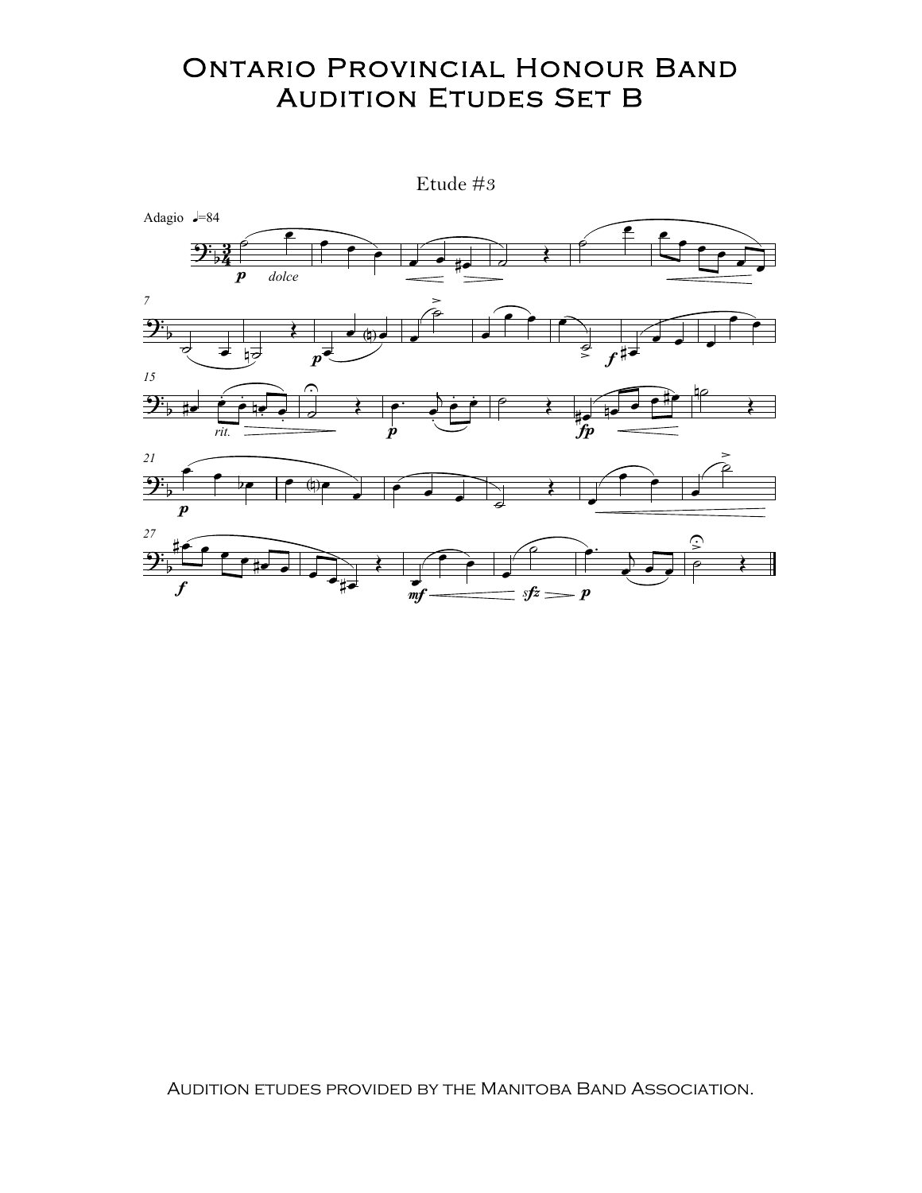# Ontario Provincial Honour Band
# Audition Etudes Set B

Etude #3

Audition etudes provided by the Manitoba Band Association.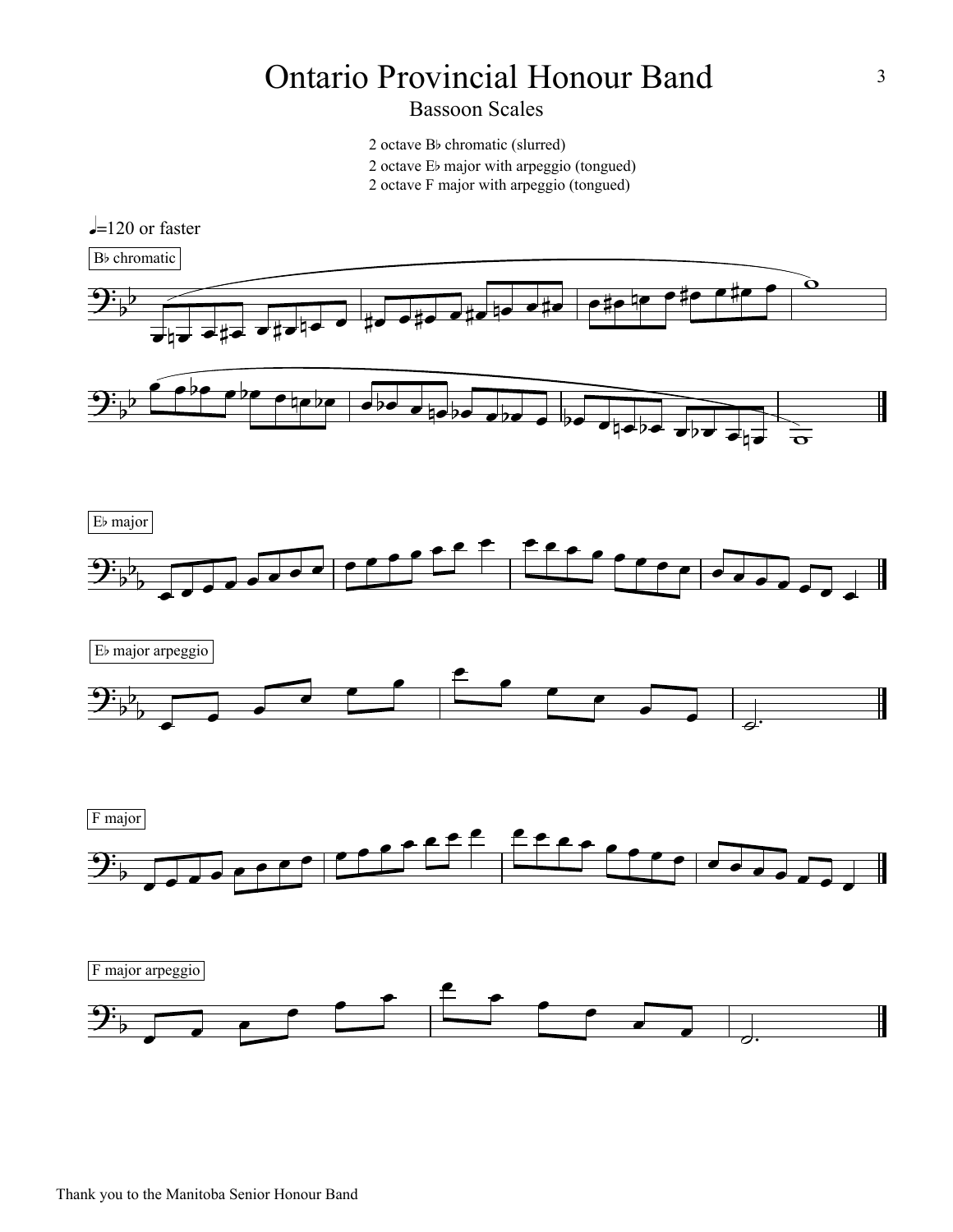# Ontario Provincial Honour Band

## Bassoon Scales

2 octave B♭ chromatic (slurred)
2 octave E♭ major with arpeggio (tongued)
2 octave F major with arpeggio (tongued)

♩=120 or faster

B♭ chromatic

E♭ major

E♭ major arpeggio

F major

F major arpeggio

Thank you to the Manitoba Senior Honour Band